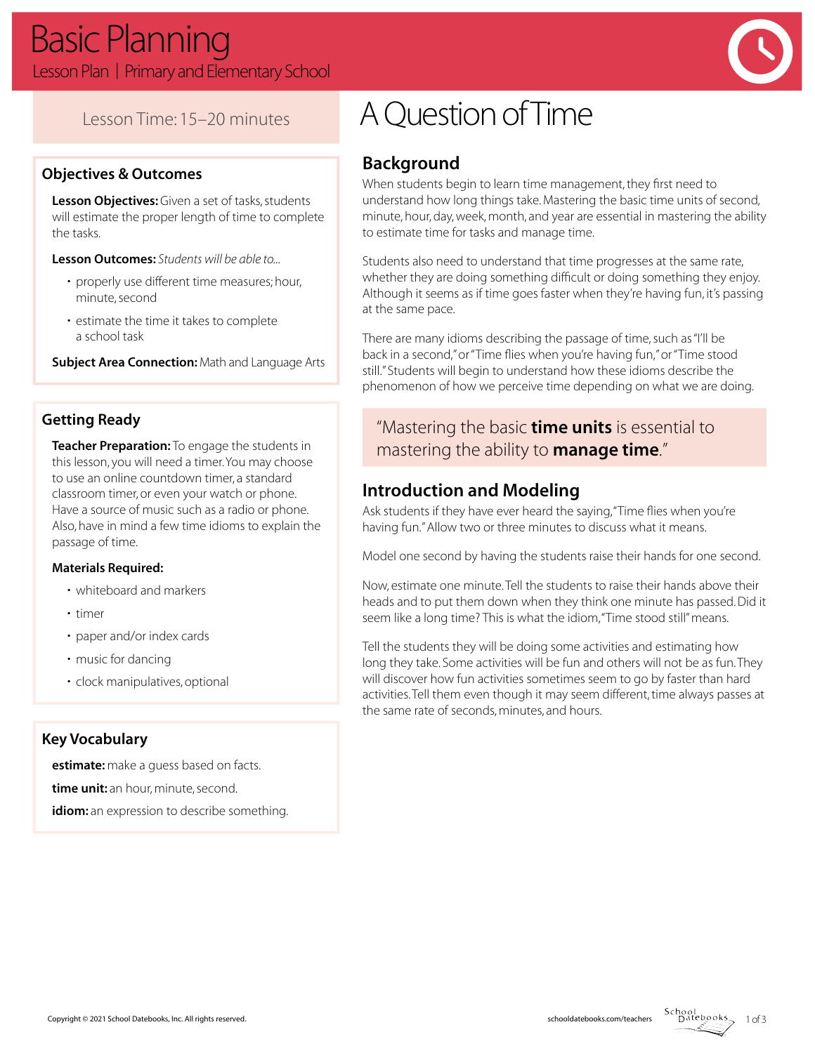# Basic Planning

Lesson Plan | Primary and Elementary School

Lesson Time: 15–20 minutes

## Objectives & Outcomes

**Lesson Objectives:** Given a set of tasks, students will estimate the proper length of time to complete the tasks.

**Lesson Outcomes:** *Students will be able to...*

- properly use different time measures; hour, minute, second
- estimate the time it takes to complete a school task

**Subject Area Connection:** Math and Language Arts

## Getting Ready

**Teacher Preparation:** To engage the students in this lesson, you will need a timer. You may choose to use an online countdown timer, a standard classroom timer, or even your watch or phone. Have a source of music such as a radio or phone. Also, have in mind a few time idioms to explain the passage of time.

**Materials Required:**

- whiteboard and markers
- timer
- paper and/or index cards
- music for dancing
- clock manipulatives, optional

## Key Vocabulary

**estimate:** make a guess based on facts.

**time unit:** an hour, minute, second.

**idiom:** an expression to describe something.

# A Question of Time

## Background

When students begin to learn time management, they first need to understand how long things take. Mastering the basic time units of second, minute, hour, day, week, month, and year are essential in mastering the ability to estimate time for tasks and manage time.

Students also need to understand that time progresses at the same rate, whether they are doing something difficult or doing something they enjoy. Although it seems as if time goes faster when they're having fun, it's passing at the same pace.

There are many idioms describing the passage of time, such as "I'll be back in a second," or "Time flies when you're having fun," or "Time stood still." Students will begin to understand how these idioms describe the phenomenon of how we perceive time depending on what we are doing.

> "Mastering the basic **time units** is essential to mastering the ability to **manage time**."

## Introduction and Modeling

Ask students if they have ever heard the saying, "Time flies when you're having fun." Allow two or three minutes to discuss what it means.

Model one second by having the students raise their hands for one second.

Now, estimate one minute. Tell the students to raise their hands above their heads and to put them down when they think one minute has passed. Did it seem like a long time? This is what the idiom, "Time stood still" means.

Tell the students they will be doing some activities and estimating how long they take. Some activities will be fun and others will not be as fun. They will discover how fun activities sometimes seem to go by faster than hard activities. Tell them even though it may seem different, time always passes at the same rate of seconds, minutes, and hours.

Copyright © 2021 School Datebooks, Inc. All rights reserved.

schooldatebooks.com/teachers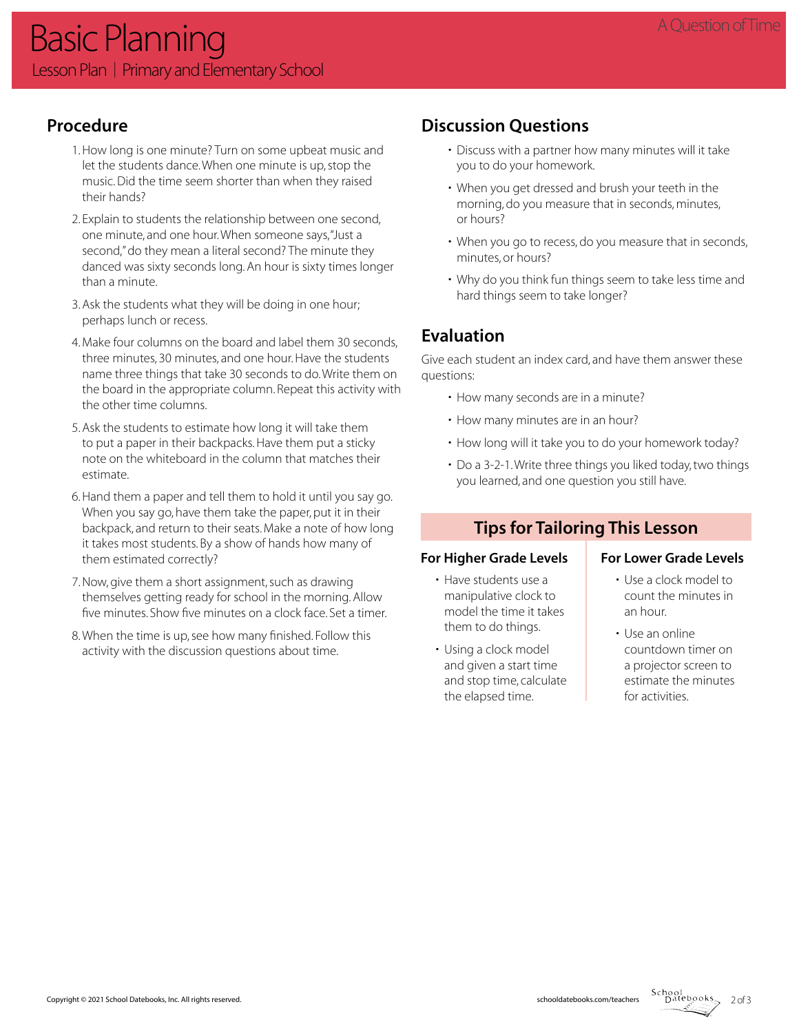# Basic Planning

Lesson Plan | Primary and Elementary School

## Procedure

1. How long is one minute? Turn on some upbeat music and let the students dance. When one minute is up, stop the music. Did the time seem shorter than when they raised their hands?
2. Explain to students the relationship between one second, one minute, and one hour. When someone says, "Just a second," do they mean a literal second? The minute they danced was sixty seconds long. An hour is sixty times longer than a minute.
3. Ask the students what they will be doing in one hour; perhaps lunch or recess.
4. Make four columns on the board and label them 30 seconds, three minutes, 30 minutes, and one hour. Have the students name three things that take 30 seconds to do. Write them on the board in the appropriate column. Repeat this activity with the other time columns.
5. Ask the students to estimate how long it will take them to put a paper in their backpacks. Have them put a sticky note on the whiteboard in the column that matches their estimate.
6. Hand them a paper and tell them to hold it until you say go. When you say go, have them take the paper, put it in their backpack, and return to their seats. Make a note of how long it takes most students. By a show of hands how many of them estimated correctly?
7. Now, give them a short assignment, such as drawing themselves getting ready for school in the morning. Allow five minutes. Show five minutes on a clock face. Set a timer.
8. When the time is up, see how many finished. Follow this activity with the discussion questions about time.

## Discussion Questions

- Discuss with a partner how many minutes will it take you to do your homework.
- When you get dressed and brush your teeth in the morning, do you measure that in seconds, minutes, or hours?
- When you go to recess, do you measure that in seconds, minutes, or hours?
- Why do you think fun things seem to take less time and hard things seem to take longer?

## Evaluation

Give each student an index card, and have them answer these questions:

- How many seconds are in a minute?
- How many minutes are in an hour?
- How long will it take you to do your homework today?
- Do a 3-2-1. Write three things you liked today, two things you learned, and one question you still have.

## Tips for Tailoring This Lesson

### For Higher Grade Levels

- Have students use a manipulative clock to model the time it takes them to do things.
- Using a clock model and given a start time and stop time, calculate the elapsed time.

### For Lower Grade Levels

- Use a clock model to count the minutes in an hour.
- Use an online countdown timer on a projector screen to estimate the minutes for activities.

Copyright © 2021 School Datebooks, Inc. All rights reserved.

schooldatebooks.com/teachers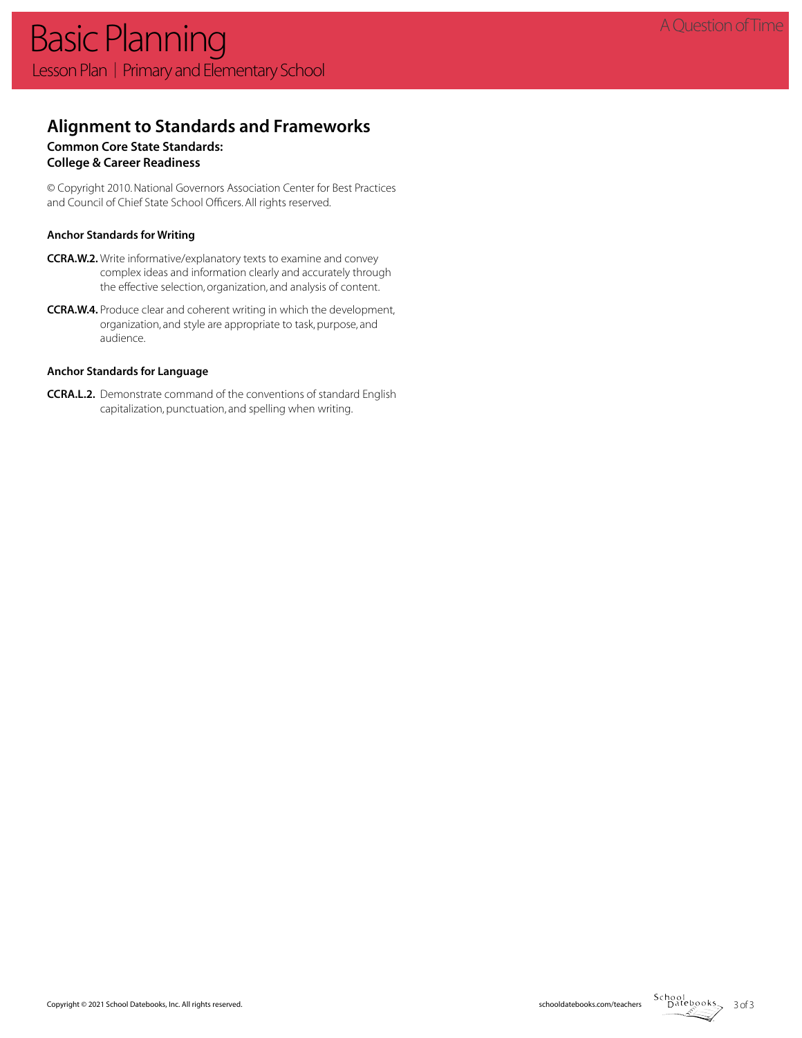## Alignment to Standards and Frameworks

**Common Core State Standards: College & Career Readiness**

© Copyright 2010. National Governors Association Center for Best Practices and Council of Chief State School Officers. All rights reserved.

**Anchor Standards for Writing**

**CCRA.W.2.** Write informative/explanatory texts to examine and convey complex ideas and information clearly and accurately through the effective selection, organization, and analysis of content.

**CCRA.W.4.** Produce clear and coherent writing in which the development, organization, and style are appropriate to task, purpose, and audience.

**Anchor Standards for Language**

**CCRA.L.2.** Demonstrate command of the conventions of standard English capitalization, punctuation, and spelling when writing.